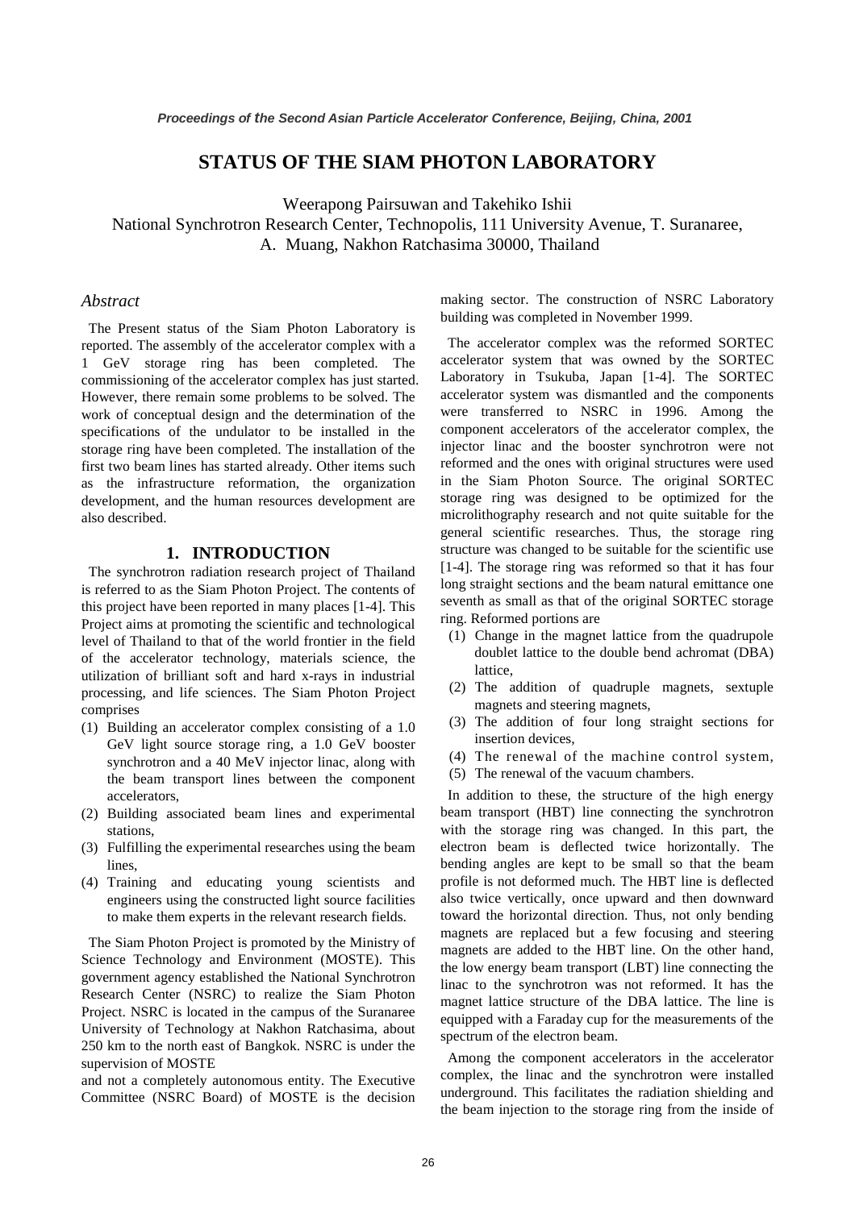# STATUS OF THE SIAM PHOTON LABORATORY

Weerapong Pairsuwan and Takehiko Ishii
National Synchrotron Research Center, Technopolis, 111 University Avenue, T. Suranaree, A. Muang, Nakhon Ratchasima 30000, Thailand

## *Abstract*

The Present status of the Siam Photon Laboratory is reported. The assembly of the accelerator complex with a 1 GeV storage ring has been completed. The commissioning of the accelerator complex has just started. However, there remain some problems to be solved. The work of conceptual design and the determination of the specifications of the undulator to be installed in the storage ring have been completed. The installation of the first two beam lines has started already. Other items such as the infrastructure reformation, the organization development, and the human resources development are also described.

## 1. INTRODUCTION

The synchrotron radiation research project of Thailand is referred to as the Siam Photon Project. The contents of this project have been reported in many places [1-4]. This Project aims at promoting the scientific and technological level of Thailand to that of the world frontier in the field of the accelerator technology, materials science, the utilization of brilliant soft and hard x-rays in industrial processing, and life sciences. The Siam Photon Project comprises

(1) Building an accelerator complex consisting of a 1.0 GeV light source storage ring, a 1.0 GeV booster synchrotron and a 40 MeV injector linac, along with the beam transport lines between the component accelerators,
(2) Building associated beam lines and experimental stations,
(3) Fulfilling the experimental researches using the beam lines,
(4) Training and educating young scientists and engineers using the constructed light source facilities to make them experts in the relevant research fields.

The Siam Photon Project is promoted by the Ministry of Science Technology and Environment (MOSTE). This government agency established the National Synchrotron Research Center (NSRC) to realize the Siam Photon Project. NSRC is located in the campus of the Suranaree University of Technology at Nakhon Ratchasima, about 250 km to the north east of Bangkok. NSRC is under the supervision of MOSTE and not a completely autonomous entity. The Executive Committee (NSRC Board) of MOSTE is the decision making sector. The construction of NSRC Laboratory building was completed in November 1999.

The accelerator complex was the reformed SORTEC accelerator system that was owned by the SORTEC Laboratory in Tsukuba, Japan [1-4]. The SORTEC accelerator system was dismantled and the components were transferred to NSRC in 1996. Among the component accelerators of the accelerator complex, the injector linac and the booster synchrotron were not reformed and the ones with original structures were used in the Siam Photon Source. The original SORTEC storage ring was designed to be optimized for the microlithography research and not quite suitable for the general scientific researches. Thus, the storage ring structure was changed to be suitable for the scientific use [1-4]. The storage ring was reformed so that it has four long straight sections and the beam natural emittance one seventh as small as that of the original SORTEC storage ring. Reformed portions are

(1) Change in the magnet lattice from the quadrupole doublet lattice to the double bend achromat (DBA) lattice,
(2) The addition of quadruple magnets, sextuple magnets and steering magnets,
(3) The addition of four long straight sections for insertion devices,
(4) The renewal of the machine control system,
(5) The renewal of the vacuum chambers.

In addition to these, the structure of the high energy beam transport (HBT) line connecting the synchrotron with the storage ring was changed. In this part, the electron beam is deflected twice horizontally. The bending angles are kept to be small so that the beam profile is not deformed much. The HBT line is deflected also twice vertically, once upward and then downward toward the horizontal direction. Thus, not only bending magnets are replaced but a few focusing and steering magnets are added to the HBT line. On the other hand, the low energy beam transport (LBT) line connecting the linac to the synchrotron was not reformed. It has the magnet lattice structure of the DBA lattice. The line is equipped with a Faraday cup for the measurements of the spectrum of the electron beam.

Among the component accelerators in the accelerator complex, the linac and the synchrotron were installed underground. This facilitates the radiation shielding and the beam injection to the storage ring from the inside of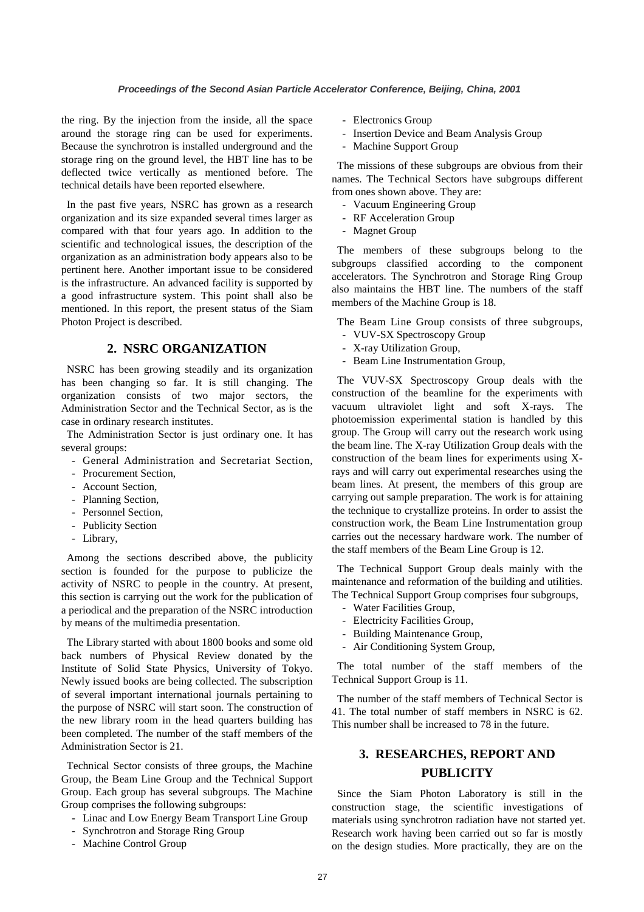the ring. By the injection from the inside, all the space around the storage ring can be used for experiments. Because the synchrotron is installed underground and the storage ring on the ground level, the HBT line has to be deflected twice vertically as mentioned before. The technical details have been reported elsewhere.

In the past five years, NSRC has grown as a research organization and its size expanded several times larger as compared with that four years ago. In addition to the scientific and technological issues, the description of the organization as an administration body appears also to be pertinent here. Another important issue to be considered is the infrastructure. An advanced facility is supported by a good infrastructure system. This point shall also be mentioned. In this report, the present status of the Siam Photon Project is described.

## 2. NSRC ORGANIZATION

NSRC has been growing steadily and its organization has been changing so far. It is still changing. The organization consists of two major sectors, the Administration Sector and the Technical Sector, as is the case in ordinary research institutes.

The Administration Sector is just ordinary one. It has several groups:

- General Administration and Secretariat Section,
- Procurement Section,
- Account Section,
- Planning Section,
- Personnel Section,
- Publicity Section
- Library,

Among the sections described above, the publicity section is founded for the purpose to publicize the activity of NSRC to people in the country. At present, this section is carrying out the work for the publication of a periodical and the preparation of the NSRC introduction by means of the multimedia presentation.

The Library started with about 1800 books and some old back numbers of Physical Review donated by the Institute of Solid State Physics, University of Tokyo. Newly issued books are being collected. The subscription of several important international journals pertaining to the purpose of NSRC will start soon. The construction of the new library room in the head quarters building has been completed. The number of the staff members of the Administration Sector is 21.

Technical Sector consists of three groups, the Machine Group, the Beam Line Group and the Technical Support Group. Each group has several subgroups. The Machine Group comprises the following subgroups:

- Linac and Low Energy Beam Transport Line Group
- Synchrotron and Storage Ring Group
- Machine Control Group
- Electronics Group
- Insertion Device and Beam Analysis Group
- Machine Support Group

The missions of these subgroups are obvious from their names. The Technical Sectors have subgroups different from ones shown above. They are:

- Vacuum Engineering Group
- RF Acceleration Group
- Magnet Group

The members of these subgroups belong to the subgroups classified according to the component accelerators. The Synchrotron and Storage Ring Group also maintains the HBT line. The numbers of the staff members of the Machine Group is 18.

The Beam Line Group consists of three subgroups,

- VUV-SX Spectroscopy Group
- X-ray Utilization Group,
- Beam Line Instrumentation Group,

The VUV-SX Spectroscopy Group deals with the construction of the beamline for the experiments with vacuum ultraviolet light and soft X-rays. The photoemission experimental station is handled by this group. The Group will carry out the research work using the beam line. The X-ray Utilization Group deals with the construction of the beam lines for experiments using X-rays and will carry out experimental researches using the beam lines. At present, the members of this group are carrying out sample preparation. The work is for attaining the technique to crystallize proteins. In order to assist the construction work, the Beam Line Instrumentation group carries out the necessary hardware work. The number of the staff members of the Beam Line Group is 12.

The Technical Support Group deals mainly with the maintenance and reformation of the building and utilities. The Technical Support Group comprises four subgroups,

- Water Facilities Group,
- Electricity Facilities Group,
- Building Maintenance Group,
- Air Conditioning System Group,

The total number of the staff members of the Technical Support Group is 11.

The number of the staff members of Technical Sector is 41. The total number of staff members in NSRC is 62. This number shall be increased to 78 in the future.

## 3. RESEARCHES, REPORT AND PUBLICITY

Since the Siam Photon Laboratory is still in the construction stage, the scientific investigations of materials using synchrotron radiation have not started yet. Research work having been carried out so far is mostly on the design studies. More practically, they are on the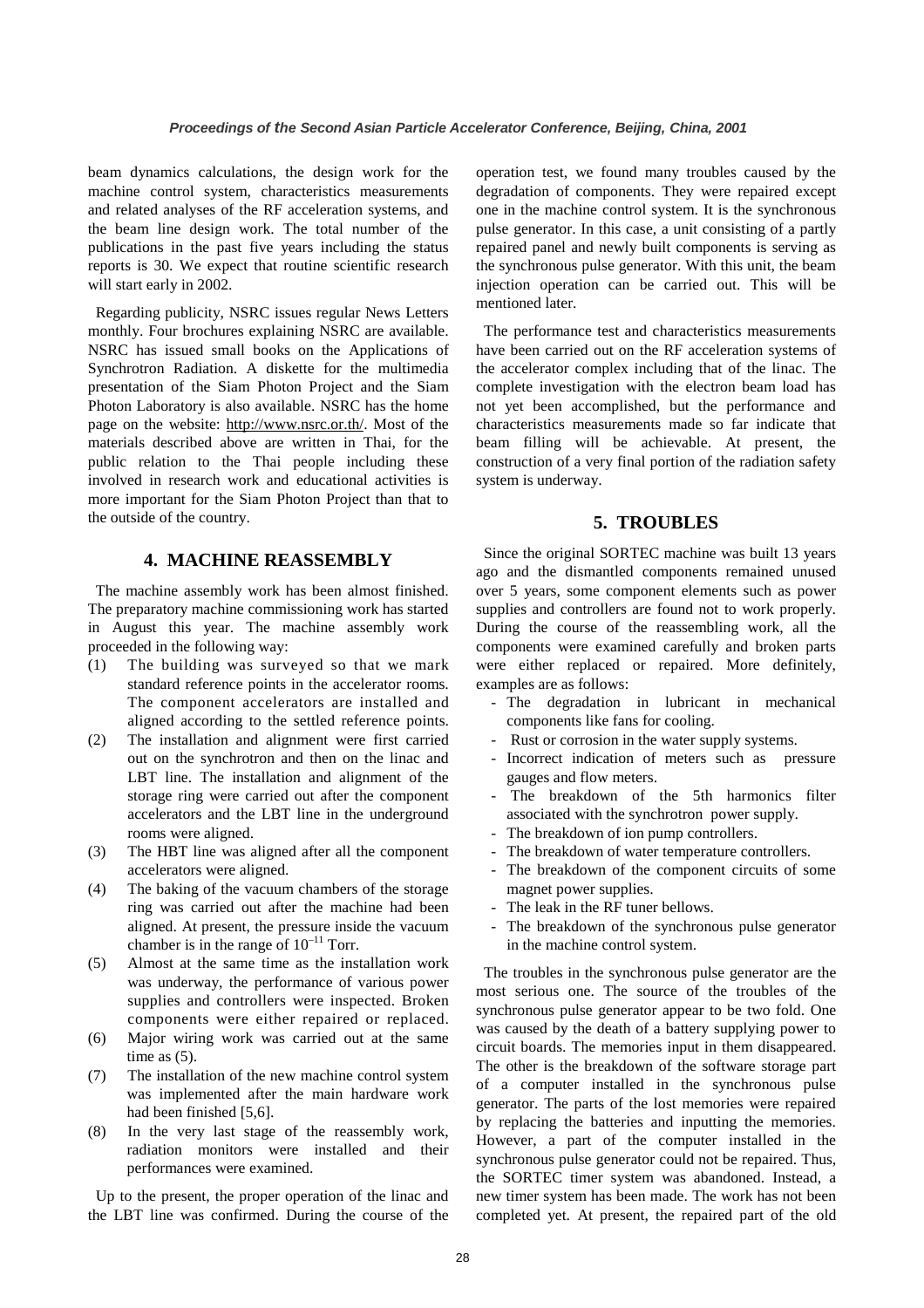beam dynamics calculations, the design work for the machine control system, characteristics measurements and related analyses of the RF acceleration systems, and the beam line design work. The total number of the publications in the past five years including the status reports is 30. We expect that routine scientific research will start early in 2002.

Regarding publicity, NSRC issues regular News Letters monthly. Four brochures explaining NSRC are available. NSRC has issued small books on the Applications of Synchrotron Radiation. A diskette for the multimedia presentation of the Siam Photon Project and the Siam Photon Laboratory is also available. NSRC has the home page on the website: http://www.nsrc.or.th/. Most of the materials described above are written in Thai, for the public relation to the Thai people including these involved in research work and educational activities is more important for the Siam Photon Project than that to the outside of the country.

## 4. MACHINE REASSEMBLY

The machine assembly work has been almost finished. The preparatory machine commissioning work has started in August this year. The machine assembly work proceeded in the following way:

(1) The building was surveyed so that we mark standard reference points in the accelerator rooms. The component accelerators are installed and aligned according to the settled reference points.
(2) The installation and alignment were first carried out on the synchrotron and then on the linac and LBT line. The installation and alignment of the storage ring were carried out after the component accelerators and the LBT line in the underground rooms were aligned.
(3) The HBT line was aligned after all the component accelerators were aligned.
(4) The baking of the vacuum chambers of the storage ring was carried out after the machine had been aligned. At present, the pressure inside the vacuum chamber is in the range of $10^{-11}$ Torr.
(5) Almost at the same time as the installation work was underway, the performance of various power supplies and controllers were inspected. Broken components were either repaired or replaced.
(6) Major wiring work was carried out at the same time as (5).
(7) The installation of the new machine control system was implemented after the main hardware work had been finished [5,6].
(8) In the very last stage of the reassembly work, radiation monitors were installed and their performances were examined.

Up to the present, the proper operation of the linac and the LBT line was confirmed. During the course of the operation test, we found many troubles caused by the degradation of components. They were repaired except one in the machine control system. It is the synchronous pulse generator. In this case, a unit consisting of a partly repaired panel and newly built components is serving as the synchronous pulse generator. With this unit, the beam injection operation can be carried out. This will be mentioned later.

The performance test and characteristics measurements have been carried out on the RF acceleration systems of the accelerator complex including that of the linac. The complete investigation with the electron beam load has not yet been accomplished, but the performance and characteristics measurements made so far indicate that beam filling will be achievable. At present, the construction of a very final portion of the radiation safety system is underway.

## 5. TROUBLES

Since the original SORTEC machine was built 13 years ago and the dismantled components remained unused over 5 years, some component elements such as power supplies and controllers are found not to work properly. During the course of the reassembling work, all the components were examined carefully and broken parts were either replaced or repaired. More definitely, examples are as follows:

- The degradation in lubricant in mechanical components like fans for cooling.
- Rust or corrosion in the water supply systems.
- Incorrect indication of meters such as pressure gauges and flow meters.
- The breakdown of the 5th harmonics filter associated with the synchrotron power supply.
- The breakdown of ion pump controllers.
- The breakdown of water temperature controllers.
- The breakdown of the component circuits of some magnet power supplies.
- The leak in the RF tuner bellows.
- The breakdown of the synchronous pulse generator in the machine control system.

The troubles in the synchronous pulse generator are the most serious one. The source of the troubles of the synchronous pulse generator appear to be two fold. One was caused by the death of a battery supplying power to circuit boards. The memories input in them disappeared. The other is the breakdown of the software storage part of a computer installed in the synchronous pulse generator. The parts of the lost memories were repaired by replacing the batteries and inputting the memories. However, a part of the computer installed in the synchronous pulse generator could not be repaired. Thus, the SORTEC timer system was abandoned. Instead, a new timer system has been made. The work has not been completed yet. At present, the repaired part of the old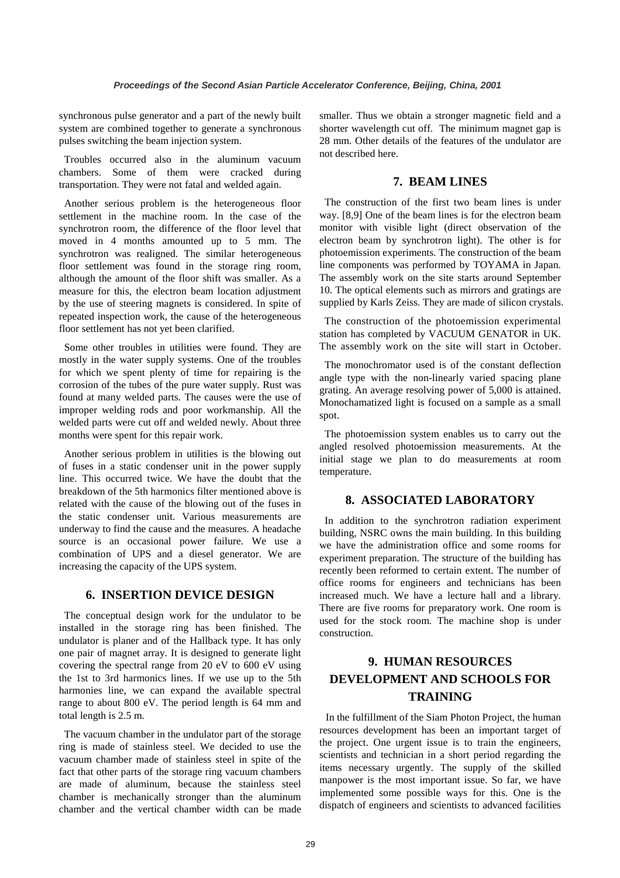synchronous pulse generator and a part of the newly built system are combined together to generate a synchronous pulses switching the beam injection system.

Troubles occurred also in the aluminum vacuum chambers. Some of them were cracked during transportation. They were not fatal and welded again.

Another serious problem is the heterogeneous floor settlement in the machine room. In the case of the synchrotron room, the difference of the floor level that moved in 4 months amounted up to 5 mm. The synchrotron was realigned. The similar heterogeneous floor settlement was found in the storage ring room, although the amount of the floor shift was smaller. As a measure for this, the electron beam location adjustment by the use of steering magnets is considered. In spite of repeated inspection work, the cause of the heterogeneous floor settlement has not yet been clarified.

Some other troubles in utilities were found. They are mostly in the water supply systems. One of the troubles for which we spent plenty of time for repairing is the corrosion of the tubes of the pure water supply. Rust was found at many welded parts. The causes were the use of improper welding rods and poor workmanship. All the welded parts were cut off and welded newly. About three months were spent for this repair work.

Another serious problem in utilities is the blowing out of fuses in a static condenser unit in the power supply line. This occurred twice. We have the doubt that the breakdown of the 5th harmonics filter mentioned above is related with the cause of the blowing out of the fuses in the static condenser unit. Various measurements are underway to find the cause and the measures. A headache source is an occasional power failure. We use a combination of UPS and a diesel generator. We are increasing the capacity of the UPS system.

## 6. INSERTION DEVICE DESIGN

The conceptual design work for the undulator to be installed in the storage ring has been finished. The undulator is planer and of the Hallback type. It has only one pair of magnet array. It is designed to generate light covering the spectral range from 20 eV to 600 eV using the 1st to 3rd harmonics lines. If we use up to the 5th harmonies line, we can expand the available spectral range to about 800 eV. The period length is 64 mm and total length is 2.5 m.

The vacuum chamber in the undulator part of the storage ring is made of stainless steel. We decided to use the vacuum chamber made of stainless steel in spite of the fact that other parts of the storage ring vacuum chambers are made of aluminum, because the stainless steel chamber is mechanically stronger than the aluminum chamber and the vertical chamber width can be made smaller. Thus we obtain a stronger magnetic field and a shorter wavelength cut off. The minimum magnet gap is 28 mm. Other details of the features of the undulator are not described here.

## 7. BEAM LINES

The construction of the first two beam lines is under way. [8,9] One of the beam lines is for the electron beam monitor with visible light (direct observation of the electron beam by synchrotron light). The other is for photoemission experiments. The construction of the beam line components was performed by TOYAMA in Japan. The assembly work on the site starts around September 10. The optical elements such as mirrors and gratings are supplied by Karls Zeiss. They are made of silicon crystals.

The construction of the photoemission experimental station has completed by VACUUM GENATOR in UK. The assembly work on the site will start in October.

The monochromator used is of the constant deflection angle type with the non-linearly varied spacing plane grating. An average resolving power of 5,000 is attained. Monochamatized light is focused on a sample as a small spot.

The photoemission system enables us to carry out the angled resolved photoemission measurements. At the initial stage we plan to do measurements at room temperature.

## 8. ASSOCIATED LABORATORY

In addition to the synchrotron radiation experiment building, NSRC owns the main building. In this building we have the administration office and some rooms for experiment preparation. The structure of the building has recently been reformed to certain extent. The number of office rooms for engineers and technicians has been increased much. We have a lecture hall and a library. There are five rooms for preparatory work. One room is used for the stock room. The machine shop is under construction.

## 9. HUMAN RESOURCES DEVELOPMENT AND SCHOOLS FOR TRAINING

In the fulfillment of the Siam Photon Project, the human resources development has been an important target of the project. One urgent issue is to train the engineers, scientists and technician in a short period regarding the items necessary urgently. The supply of the skilled manpower is the most important issue. So far, we have implemented some possible ways for this. One is the dispatch of engineers and scientists to advanced facilities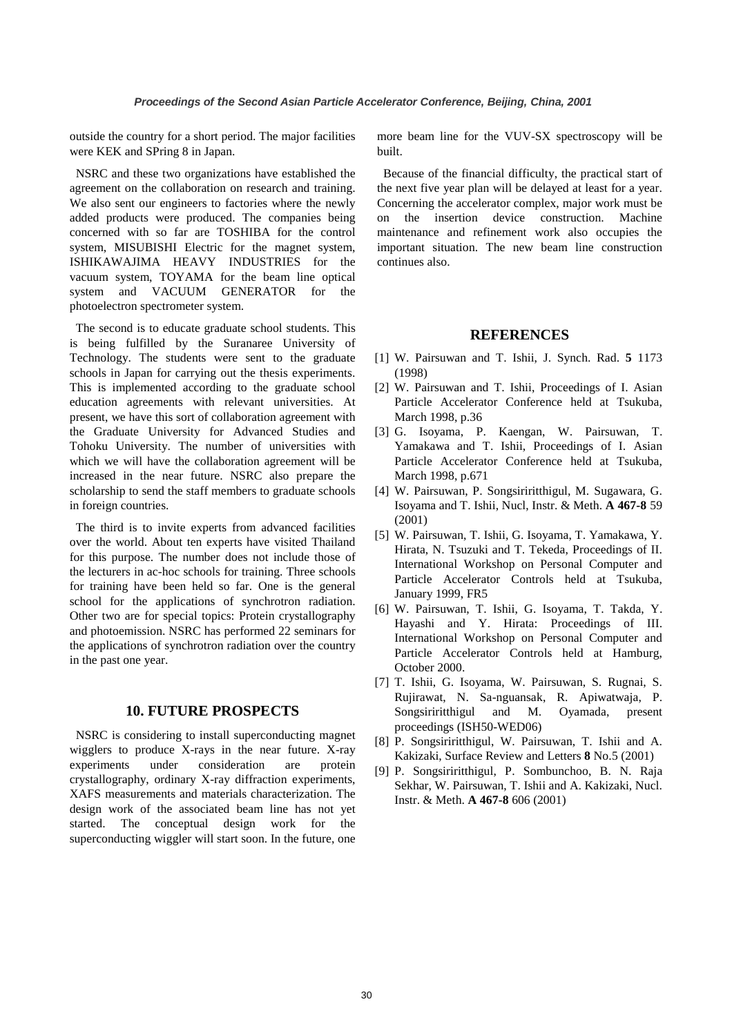outside the country for a short period. The major facilities were KEK and SPring 8 in Japan.

NSRC and these two organizations have established the agreement on the collaboration on research and training. We also sent our engineers to factories where the newly added products were produced. The companies being concerned with so far are TOSHIBA for the control system, MISUBISHI Electric for the magnet system, ISHIKAWAJIMA HEAVY INDUSTRIES for the vacuum system, TOYAMA for the beam line optical system and VACUUM GENERATOR for the photoelectron spectrometer system.

The second is to educate graduate school students. This is being fulfilled by the Suranaree University of Technology. The students were sent to the graduate schools in Japan for carrying out the thesis experiments. This is implemented according to the graduate school education agreements with relevant universities. At present, we have this sort of collaboration agreement with the Graduate University for Advanced Studies and Tohoku University. The number of universities with which we will have the collaboration agreement will be increased in the near future. NSRC also prepare the scholarship to send the staff members to graduate schools in foreign countries.

The third is to invite experts from advanced facilities over the world. About ten experts have visited Thailand for this purpose. The number does not include those of the lecturers in ac-hoc schools for training. Three schools for training have been held so far. One is the general school for the applications of synchrotron radiation. Other two are for special topics: Protein crystallography and photoemission. NSRC has performed 22 seminars for the applications of synchrotron radiation over the country in the past one year.

## 10. FUTURE PROSPECTS

NSRC is considering to install superconducting magnet wigglers to produce X-rays in the near future. X-ray experiments under consideration are protein crystallography, ordinary X-ray diffraction experiments, XAFS measurements and materials characterization. The design work of the associated beam line has not yet started. The conceptual design work for the superconducting wiggler will start soon. In the future, one more beam line for the VUV-SX spectroscopy will be built.

Because of the financial difficulty, the practical start of the next five year plan will be delayed at least for a year. Concerning the accelerator complex, major work must be on the insertion device construction. Machine maintenance and refinement work also occupies the important situation. The new beam line construction continues also.

## REFERENCES

[1] W. Pairsuwan and T. Ishii, J. Synch. Rad. **5** 1173 (1998)

[2] W. Pairsuwan and T. Ishii, Proceedings of I. Asian Particle Accelerator Conference held at Tsukuba, March 1998, p.36

[3] G. Isoyama, P. Kaengan, W. Pairsuwan, T. Yamakawa and T. Ishii, Proceedings of I. Asian Particle Accelerator Conference held at Tsukuba, March 1998, p.671

[4] W. Pairsuwan, P. Songsiriritthigul, M. Sugawara, G. Isoyama and T. Ishii, Nucl, Instr. & Meth. **A 467-8** 59 (2001)

[5] W. Pairsuwan, T. Ishii, G. Isoyama, T. Yamakawa, Y. Hirata, N. Tsuzuki and T. Tekeda, Proceedings of II. International Workshop on Personal Computer and Particle Accelerator Controls held at Tsukuba, January 1999, FR5

[6] W. Pairsuwan, T. Ishii, G. Isoyama, T. Takda, Y. Hayashi and Y. Hirata: Proceedings of III. International Workshop on Personal Computer and Particle Accelerator Controls held at Hamburg, October 2000.

[7] T. Ishii, G. Isoyama, W. Pairsuwan, S. Rugnai, S. Rujirawat, N. Sa-nguansak, R. Apiwatwaja, P. Songsiriritthigul and M. Oyamada, present proceedings (ISH50-WED06)

[8] P. Songsiriritthigul, W. Pairsuwan, T. Ishii and A. Kakizaki, Surface Review and Letters **8** No.5 (2001)

[9] P. Songsiriritthigul, P. Sombunchoo, B. N. Raja Sekhar, W. Pairsuwan, T. Ishii and A. Kakizaki, Nucl. Instr. & Meth. **A 467-8** 606 (2001)